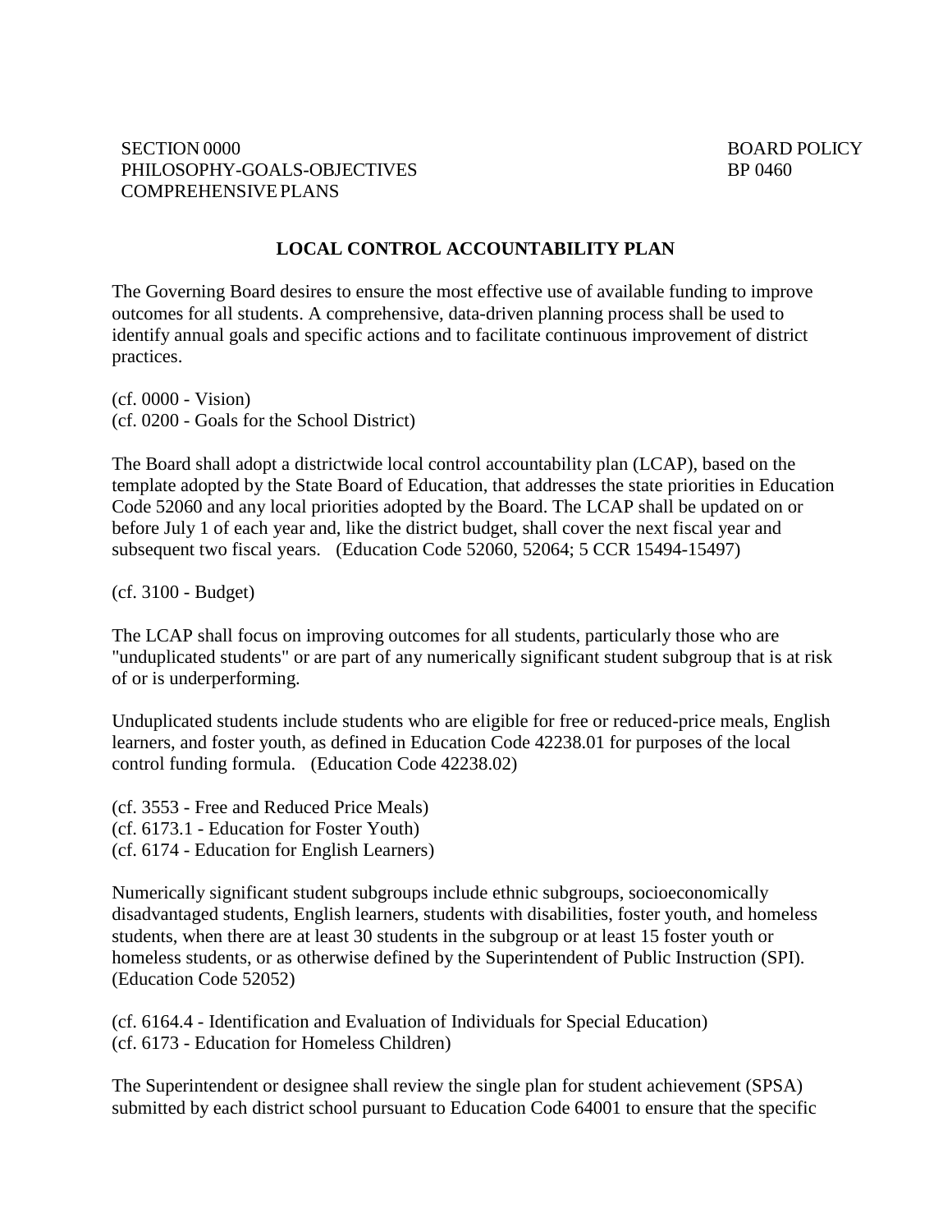SECTION 0000
PHILOSOPHY-GOALS-OBJECTIVES
COMPREHENSIVE PLANS

BOARD POLICY
BP 0460

# LOCAL CONTROL ACCOUNTABILITY PLAN

The Governing Board desires to ensure the most effective use of available funding to improve outcomes for all students. A comprehensive, data-driven planning process shall be used to identify annual goals and specific actions and to facilitate continuous improvement of district practices.

(cf. 0000 - Vision)
(cf. 0200 - Goals for the School District)

The Board shall adopt a districtwide local control accountability plan (LCAP), based on the template adopted by the State Board of Education, that addresses the state priorities in Education Code 52060 and any local priorities adopted by the Board. The LCAP shall be updated on or before July 1 of each year and, like the district budget, shall cover the next fiscal year and subsequent two fiscal years. (Education Code 52060, 52064; 5 CCR 15494-15497)

(cf. 3100 - Budget)

The LCAP shall focus on improving outcomes for all students, particularly those who are "unduplicated students" or are part of any numerically significant student subgroup that is at risk of or is underperforming.

Unduplicated students include students who are eligible for free or reduced-price meals, English learners, and foster youth, as defined in Education Code 42238.01 for purposes of the local control funding formula. (Education Code 42238.02)

(cf. 3553 - Free and Reduced Price Meals)
(cf. 6173.1 - Education for Foster Youth)
(cf. 6174 - Education for English Learners)

Numerically significant student subgroups include ethnic subgroups, socioeconomically disadvantaged students, English learners, students with disabilities, foster youth, and homeless students, when there are at least 30 students in the subgroup or at least 15 foster youth or homeless students, or as otherwise defined by the Superintendent of Public Instruction (SPI). (Education Code 52052)

(cf. 6164.4 - Identification and Evaluation of Individuals for Special Education)
(cf. 6173 - Education for Homeless Children)

The Superintendent or designee shall review the single plan for student achievement (SPSA) submitted by each district school pursuant to Education Code 64001 to ensure that the specific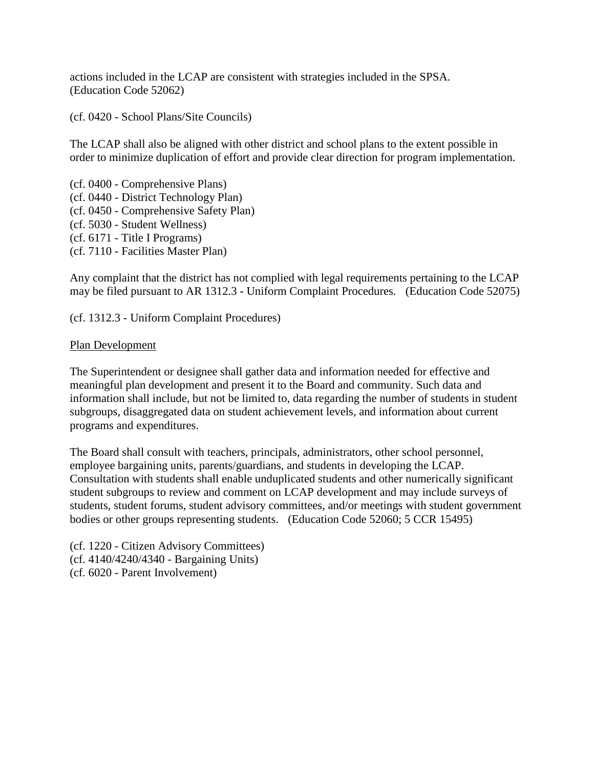actions included in the LCAP are consistent with strategies included in the SPSA. (Education Code 52062)

(cf. 0420 - School Plans/Site Councils)

The LCAP shall also be aligned with other district and school plans to the extent possible in order to minimize duplication of effort and provide clear direction for program implementation.

(cf. 0400 - Comprehensive Plans)
(cf. 0440 - District Technology Plan)
(cf. 0450 - Comprehensive Safety Plan)
(cf. 5030 - Student Wellness)
(cf. 6171 - Title I Programs)
(cf. 7110 - Facilities Master Plan)

Any complaint that the district has not complied with legal requirements pertaining to the LCAP may be filed pursuant to AR 1312.3 - Uniform Complaint Procedures. (Education Code 52075)

(cf. 1312.3 - Uniform Complaint Procedures)

Plan Development

The Superintendent or designee shall gather data and information needed for effective and meaningful plan development and present it to the Board and community. Such data and information shall include, but not be limited to, data regarding the number of students in student subgroups, disaggregated data on student achievement levels, and information about current programs and expenditures.

The Board shall consult with teachers, principals, administrators, other school personnel, employee bargaining units, parents/guardians, and students in developing the LCAP. Consultation with students shall enable unduplicated students and other numerically significant student subgroups to review and comment on LCAP development and may include surveys of students, student forums, student advisory committees, and/or meetings with student government bodies or other groups representing students. (Education Code 52060; 5 CCR 15495)

(cf. 1220 - Citizen Advisory Committees)
(cf. 4140/4240/4340 - Bargaining Units)
(cf. 6020 - Parent Involvement)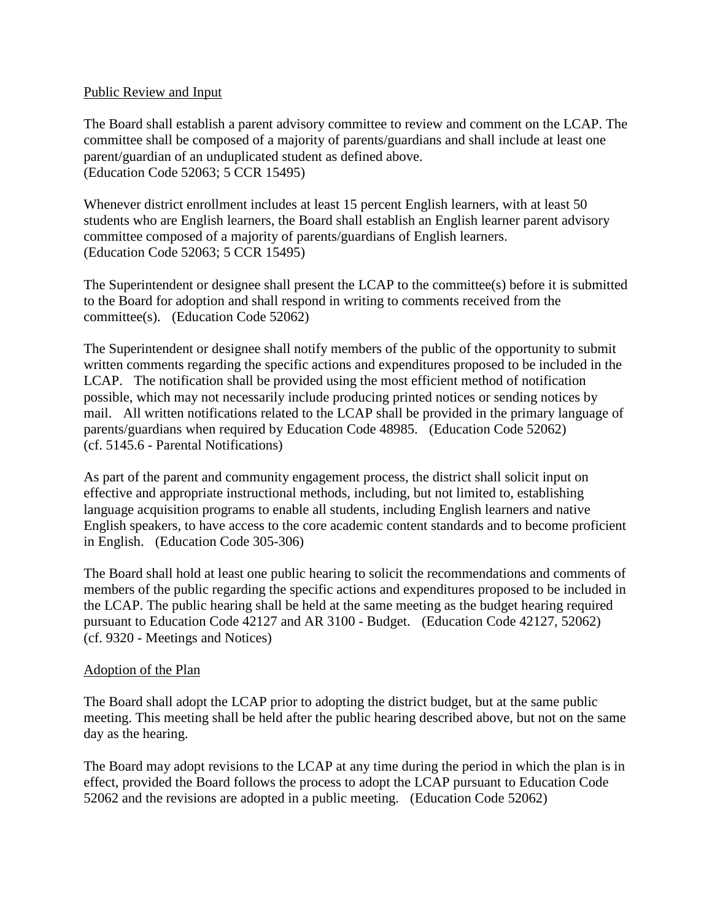Public Review and Input

The Board shall establish a parent advisory committee to review and comment on the LCAP. The committee shall be composed of a majority of parents/guardians and shall include at least one parent/guardian of an unduplicated student as defined above.
(Education Code 52063; 5 CCR 15495)

Whenever district enrollment includes at least 15 percent English learners, with at least 50 students who are English learners, the Board shall establish an English learner parent advisory committee composed of a majority of parents/guardians of English learners.
(Education Code 52063; 5 CCR 15495)

The Superintendent or designee shall present the LCAP to the committee(s) before it is submitted to the Board for adoption and shall respond in writing to comments received from the committee(s). (Education Code 52062)

The Superintendent or designee shall notify members of the public of the opportunity to submit written comments regarding the specific actions and expenditures proposed to be included in the LCAP. The notification shall be provided using the most efficient method of notification possible, which may not necessarily include producing printed notices or sending notices by mail. All written notifications related to the LCAP shall be provided in the primary language of parents/guardians when required by Education Code 48985. (Education Code 52062)
(cf. 5145.6 - Parental Notifications)

As part of the parent and community engagement process, the district shall solicit input on effective and appropriate instructional methods, including, but not limited to, establishing language acquisition programs to enable all students, including English learners and native English speakers, to have access to the core academic content standards and to become proficient in English. (Education Code 305-306)

The Board shall hold at least one public hearing to solicit the recommendations and comments of members of the public regarding the specific actions and expenditures proposed to be included in the LCAP. The public hearing shall be held at the same meeting as the budget hearing required pursuant to Education Code 42127 and AR 3100 - Budget. (Education Code 42127, 52062)
(cf. 9320 - Meetings and Notices)

Adoption of the Plan

The Board shall adopt the LCAP prior to adopting the district budget, but at the same public meeting. This meeting shall be held after the public hearing described above, but not on the same day as the hearing.

The Board may adopt revisions to the LCAP at any time during the period in which the plan is in effect, provided the Board follows the process to adopt the LCAP pursuant to Education Code 52062 and the revisions are adopted in a public meeting. (Education Code 52062)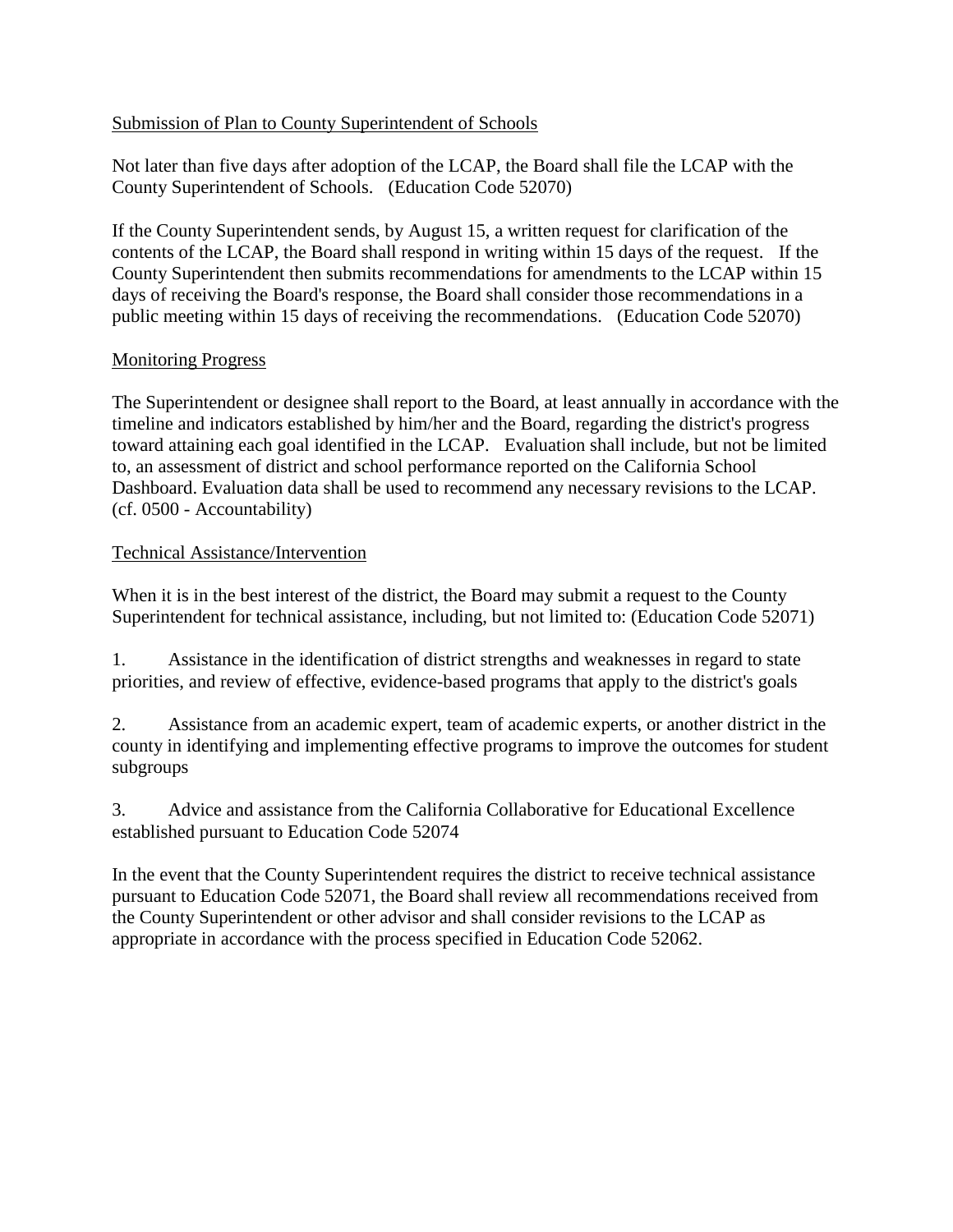Submission of Plan to County Superintendent of Schools

Not later than five days after adoption of the LCAP, the Board shall file the LCAP with the County Superintendent of Schools. (Education Code 52070)

If the County Superintendent sends, by August 15, a written request for clarification of the contents of the LCAP, the Board shall respond in writing within 15 days of the request. If the County Superintendent then submits recommendations for amendments to the LCAP within 15 days of receiving the Board's response, the Board shall consider those recommendations in a public meeting within 15 days of receiving the recommendations. (Education Code 52070)

Monitoring Progress

The Superintendent or designee shall report to the Board, at least annually in accordance with the timeline and indicators established by him/her and the Board, regarding the district's progress toward attaining each goal identified in the LCAP. Evaluation shall include, but not be limited to, an assessment of district and school performance reported on the California School Dashboard. Evaluation data shall be used to recommend any necessary revisions to the LCAP.
(cf. 0500 - Accountability)

Technical Assistance/Intervention

When it is in the best interest of the district, the Board may submit a request to the County Superintendent for technical assistance, including, but not limited to: (Education Code 52071)

1. Assistance in the identification of district strengths and weaknesses in regard to state priorities, and review of effective, evidence-based programs that apply to the district's goals

2. Assistance from an academic expert, team of academic experts, or another district in the county in identifying and implementing effective programs to improve the outcomes for student subgroups

3. Advice and assistance from the California Collaborative for Educational Excellence established pursuant to Education Code 52074

In the event that the County Superintendent requires the district to receive technical assistance pursuant to Education Code 52071, the Board shall review all recommendations received from the County Superintendent or other advisor and shall consider revisions to the LCAP as appropriate in accordance with the process specified in Education Code 52062.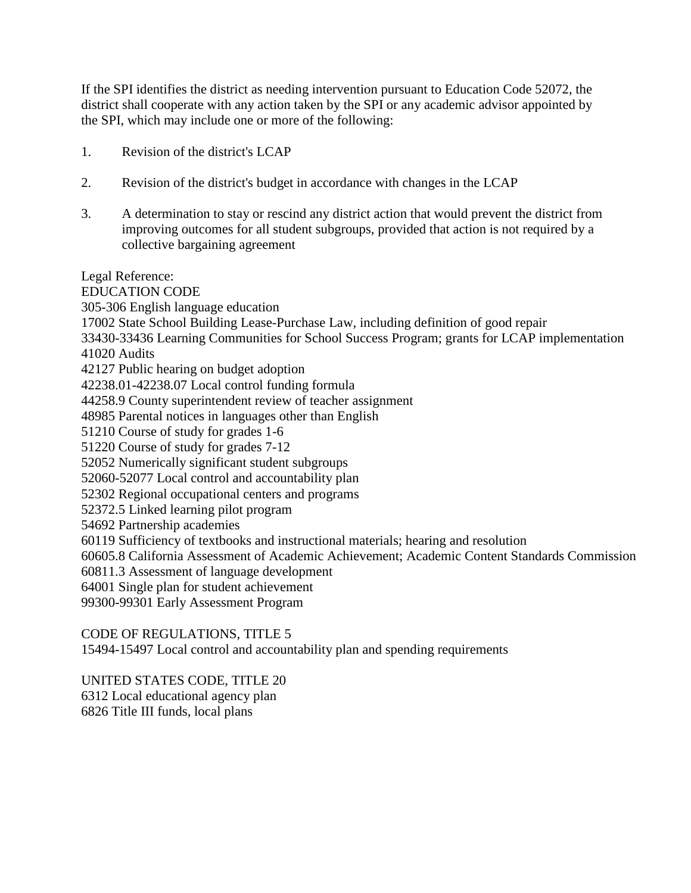If the SPI identifies the district as needing intervention pursuant to Education Code 52072, the district shall cooperate with any action taken by the SPI or any academic advisor appointed by the SPI, which may include one or more of the following:

1. Revision of the district's LCAP

2. Revision of the district's budget in accordance with changes in the LCAP

3. A determination to stay or rescind any district action that would prevent the district from improving outcomes for all student subgroups, provided that action is not required by a collective bargaining agreement

Legal Reference:
EDUCATION CODE
305-306 English language education
17002 State School Building Lease-Purchase Law, including definition of good repair
33430-33436 Learning Communities for School Success Program; grants for LCAP implementation
41020 Audits
42127 Public hearing on budget adoption
42238.01-42238.07 Local control funding formula
44258.9 County superintendent review of teacher assignment
48985 Parental notices in languages other than English
51210 Course of study for grades 1-6
51220 Course of study for grades 7-12
52052 Numerically significant student subgroups
52060-52077 Local control and accountability plan
52302 Regional occupational centers and programs
52372.5 Linked learning pilot program
54692 Partnership academies
60119 Sufficiency of textbooks and instructional materials; hearing and resolution
60605.8 California Assessment of Academic Achievement; Academic Content Standards Commission
60811.3 Assessment of language development
64001 Single plan for student achievement
99300-99301 Early Assessment Program

CODE OF REGULATIONS, TITLE 5
15494-15497 Local control and accountability plan and spending requirements

UNITED STATES CODE, TITLE 20
6312 Local educational agency plan
6826 Title III funds, local plans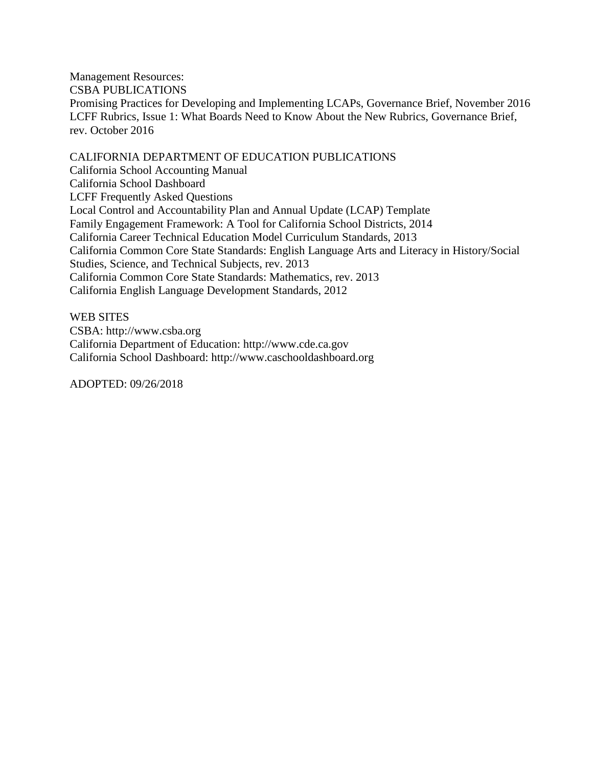Management Resources:

CSBA PUBLICATIONS

Promising Practices for Developing and Implementing LCAPs, Governance Brief, November 2016

LCFF Rubrics, Issue 1: What Boards Need to Know About the New Rubrics, Governance Brief, rev. October 2016

CALIFORNIA DEPARTMENT OF EDUCATION PUBLICATIONS

California School Accounting Manual

California School Dashboard

LCFF Frequently Asked Questions

Local Control and Accountability Plan and Annual Update (LCAP) Template

Family Engagement Framework: A Tool for California School Districts, 2014

California Career Technical Education Model Curriculum Standards, 2013

California Common Core State Standards: English Language Arts and Literacy in History/Social Studies, Science, and Technical Subjects, rev. 2013

California Common Core State Standards: Mathematics, rev. 2013

California English Language Development Standards, 2012

WEB SITES

CSBA: http://www.csba.org

California Department of Education: http://www.cde.ca.gov

California School Dashboard: http://www.caschooldashboard.org

ADOPTED: 09/26/2018